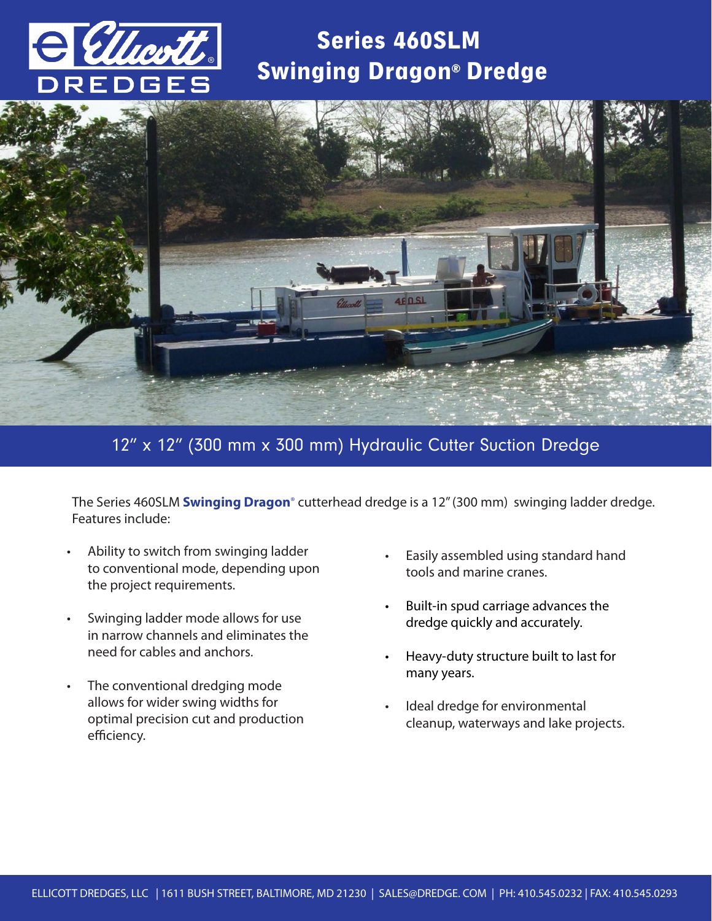# Series 460SLM Swinging Dragon® Dredge

## 12" x 12" (300 mm x 300 mm) Hydraulic Cutter Suction Dredge

The Series 460SLM **Swinging Dragon**® cutterhead dredge is a 12" (300 mm) swinging ladder dredge. Features include:

- Ability to switch from swinging ladder to conventional mode, depending upon the project requirements.
- Swinging ladder mode allows for use in narrow channels and eliminates the need for cables and anchors.
- The conventional dredging mode allows for wider swing widths for optimal precision cut and production efficiency.
- Easily assembled using standard hand tools and marine cranes.
- Built-in spud carriage advances the dredge quickly and accurately.
- Heavy-duty structure built to last for many years.
- Ideal dredge for environmental cleanup, waterways and lake projects.

ELLICOTT DREDGES, LLC | 1611 BUSH STREET, BALTIMORE, MD 21230 | SALES@DREDGE. COM | PH: 410.545.0232 | FAX: 410.545.0293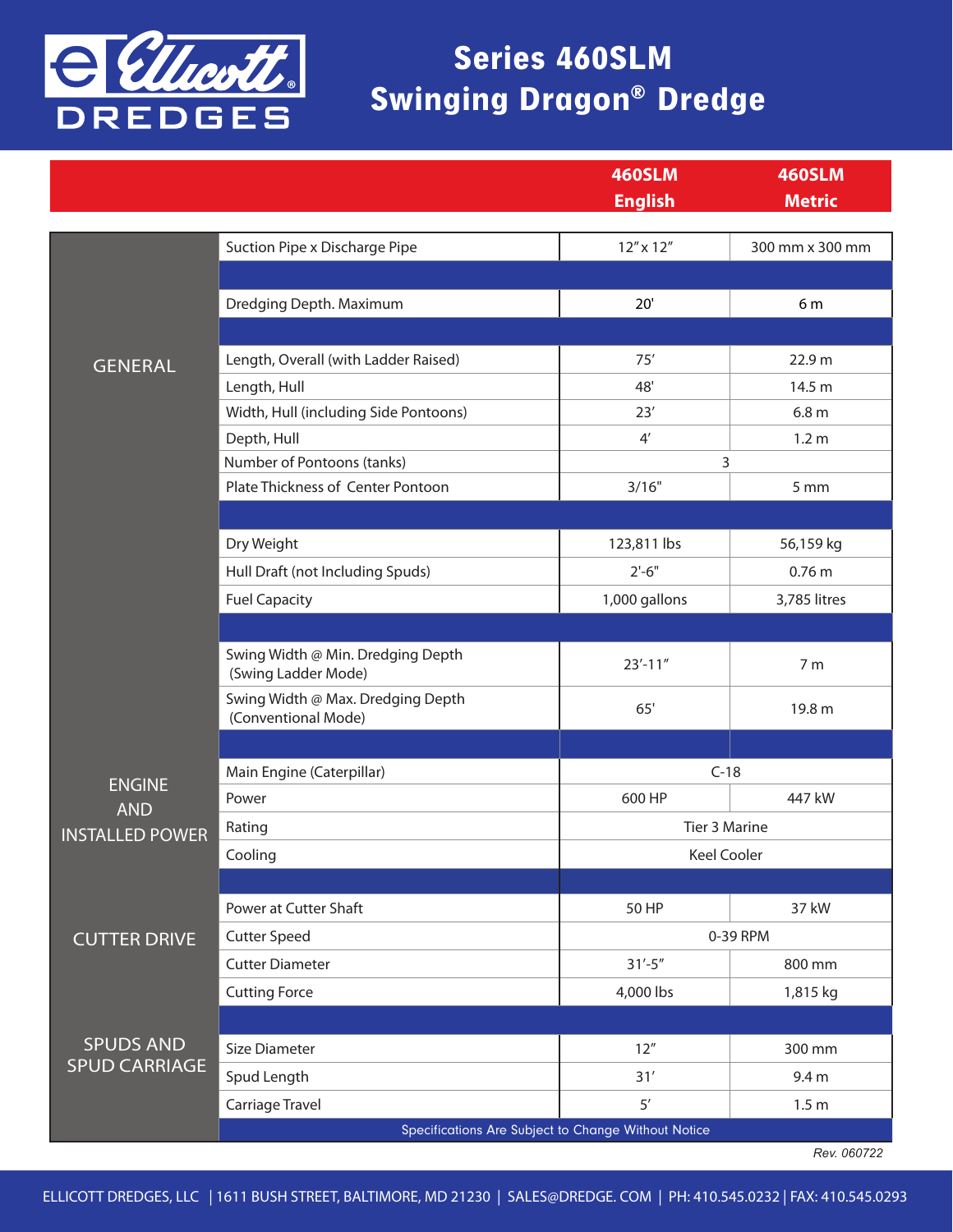# Series 460SLM Swinging Dragon® Dredge

| | | 460SLM English | 460SLM Metric |
|---|---|---|---|
| GENERAL | Suction Pipe x Discharge Pipe | 12" x 12" | 300 mm x 300 mm |
| | Dredging Depth. Maximum | 20' | 6 m |
| | Length, Overall (with Ladder Raised) | 75' | 22.9 m |
| | Length, Hull | 48' | 14.5 m |
| | Width, Hull (including Side Pontoons) | 23' | 6.8 m |
| | Depth, Hull | 4' | 1.2 m |
| | Number of Pontoons (tanks) | 3 | |
| | Plate Thickness of Center Pontoon | 3/16" | 5 mm |
| | Dry Weight | 123,811 lbs | 56,159 kg |
| | Hull Draft (not Including Spuds) | 2'-6" | 0.76 m |
| | Fuel Capacity | 1,000 gallons | 3,785 litres |
| | Swing Width @ Min. Dredging Depth (Swing Ladder Mode) | 23'-11" | 7 m |
| | Swing Width @ Max. Dredging Depth (Conventional Mode) | 65' | 19.8 m |
| ENGINE AND INSTALLED POWER | Main Engine (Caterpillar) | C-18 | |
| | Power | 600 HP | 447 kW |
| | Rating | Tier 3 Marine | |
| | Cooling | Keel Cooler | |
| CUTTER DRIVE | Power at Cutter Shaft | 50 HP | 37 kW |
| | Cutter Speed | 0-39 RPM | |
| | Cutter Diameter | 31'-5" | 800 mm |
| | Cutting Force | 4,000 lbs | 1,815 kg |
| SPUDS AND SPUD CARRIAGE | Size Diameter | 12" | 300 mm |
| | Spud Length | 31' | 9.4 m |
| | Carriage Travel | 5' | 1.5 m |

Specifications Are Subject to Change Without Notice

*Rev. 060722*

ELLICOTT DREDGES, LLC | 1611 BUSH STREET, BALTIMORE, MD 21230 | SALES@DREDGE. COM | PH: 410.545.0232 | FAX: 410.545.0293